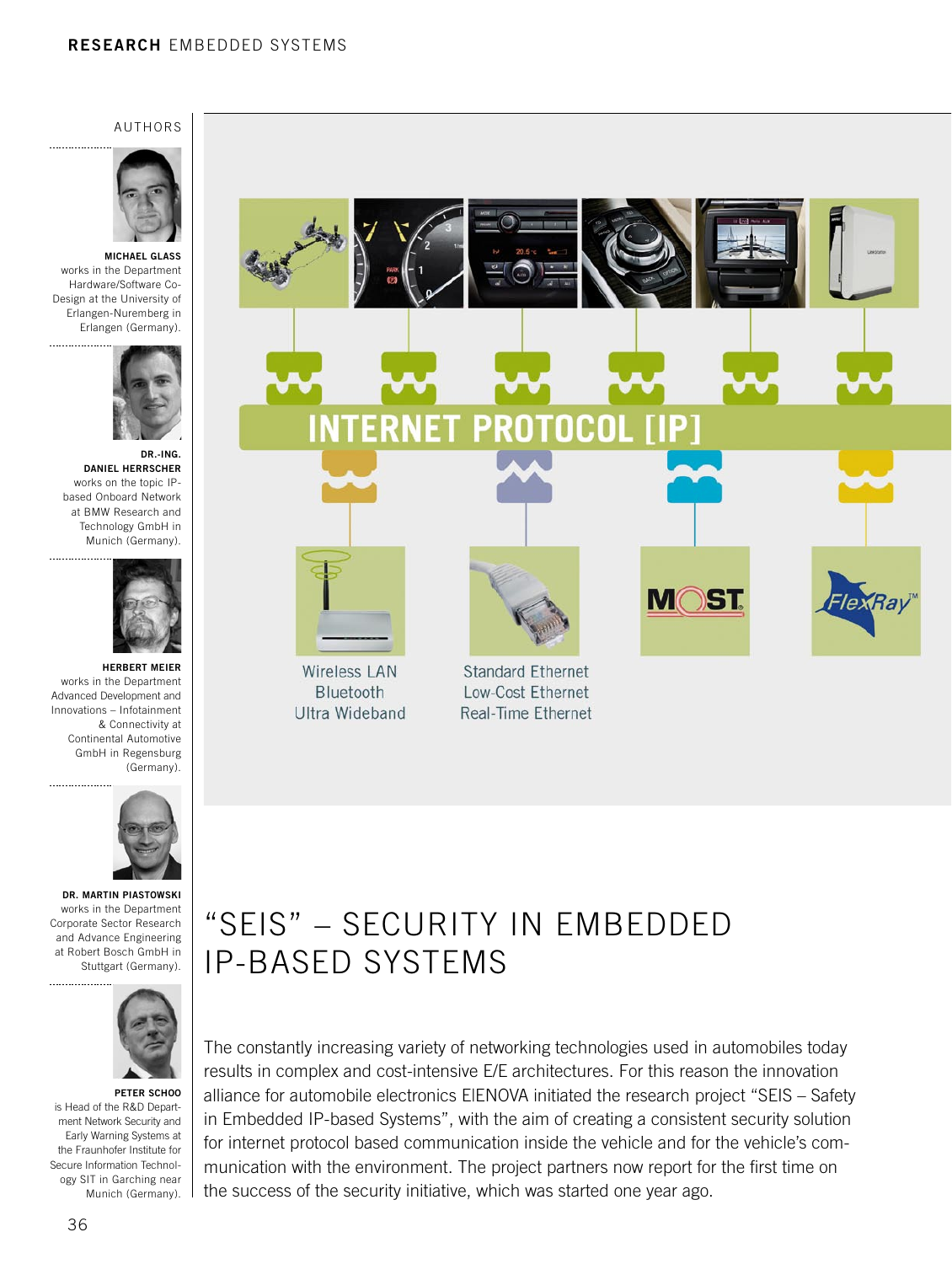RESEARCH EMBEDDED SYSTEMS

AUTHORS

**MICHAEL GLASS** works in the Department Hardware/Software Co-Design at the University of Erlangen-Nuremberg in Erlangen (Germany).

**DR.-ING. DANIEL HERRSCHER** works on the topic IP-based Onboard Network at BMW Research and Technology GmbH in Munich (Germany).

**HERBERT MEIER** works in the Department Advanced Development and Innovations – Infotainment & Connectivity at Continental Automotive GmbH in Regensburg (Germany).

**DR. MARTIN PIASTOWSKI** works in the Department Corporate Sector Research and Advance Engineering at Robert Bosch GmbH in Stuttgart (Germany).

**PETER SCHOO** is Head of the R&D Department Network Security and Early Warning Systems at the Fraunhofer Institute for Secure Information Technology SIT in Garching near Munich (Germany).

INTERNET PROTOCOL [IP]

Wireless LAN
Bluetooth
Ultra Wideband

Standard Ethernet
Low-Cost Ethernet
Real-Time Ethernet

MOST

FlexRay

# "SEIS" – SECURITY IN EMBEDDED IP-BASED SYSTEMS

The constantly increasing variety of networking technologies used in automobiles today results in complex and cost-intensive E/E architectures. For this reason the innovation alliance for automobile electronics EIENOVA initiated the research project "SEIS – Safety in Embedded IP-based Systems", with the aim of creating a consistent security solution for internet protocol based communication inside the vehicle and for the vehicle's communication with the environment. The project partners now report for the first time on the success of the security initiative, which was started one year ago.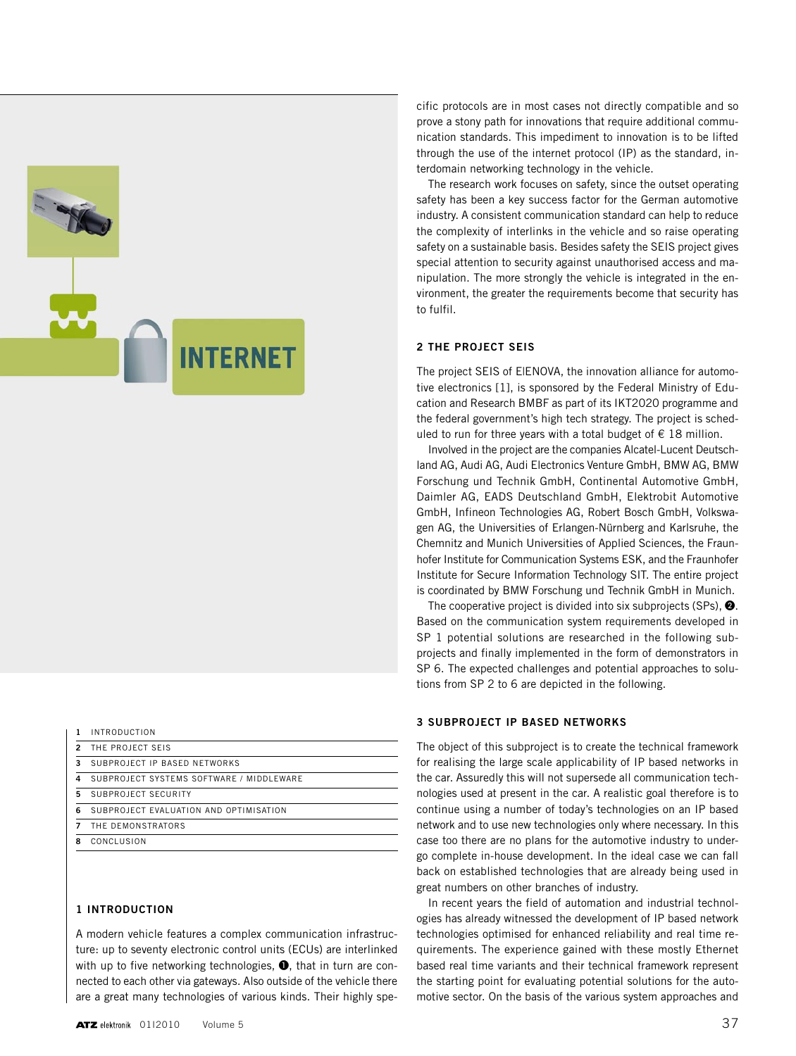| | |
|---|---|
| 1 | INTRODUCTION |
| 2 | THE PROJECT SEIS |
| 3 | SUBPROJECT IP BASED NETWORKS |
| 4 | SUBPROJECT SYSTEMS SOFTWARE / MIDDLEWARE |
| 5 | SUBPROJECT SECURITY |
| 6 | SUBPROJECT EVALUATION AND OPTIMISATION |
| 7 | THE DEMONSTRATORS |
| 8 | CONCLUSION |

## 1 INTRODUCTION

A modern vehicle features a complex communication infrastructure: up to seventy electronic control units (ECUs) are interlinked with up to five networking technologies, ❶, that in turn are connected to each other via gateways. Also outside of the vehicle there are a great many technologies of various kinds. Their highly specific protocols are in most cases not directly compatible and so prove a stony path for innovations that require additional communication standards. This impediment to innovation is to be lifted through the use of the internet protocol (IP) as the standard, interdomain networking technology in the vehicle.

The research work focuses on safety, since the outset operating safety has been a key success factor for the German automotive industry. A consistent communication standard can help to reduce the complexity of interlinks in the vehicle and so raise operating safety on a sustainable basis. Besides safety the SEIS project gives special attention to security against unauthorised access and manipulation. The more strongly the vehicle is integrated in the environment, the greater the requirements become that security has to fulfil.

## 2 THE PROJECT SEIS

The project SEIS of E|ENOVA, the innovation alliance for automotive electronics [1], is sponsored by the Federal Ministry of Education and Research BMBF as part of its IKT2020 programme and the federal government's high tech strategy. The project is scheduled to run for three years with a total budget of € 18 million.

Involved in the project are the companies Alcatel-Lucent Deutschland AG, Audi AG, Audi Electronics Venture GmbH, BMW AG, BMW Forschung und Technik GmbH, Continental Automotive GmbH, Daimler AG, EADS Deutschland GmbH, Elektrobit Automotive GmbH, Infineon Technologies AG, Robert Bosch GmbH, Volkswagen AG, the Universities of Erlangen-Nürnberg and Karlsruhe, the Chemnitz and Munich Universities of Applied Sciences, the Fraunhofer Institute for Communication Systems ESK, and the Fraunhofer Institute for Secure Information Technology SIT. The entire project is coordinated by BMW Forschung und Technik GmbH in Munich.

The cooperative project is divided into six subprojects (SPs), ❷. Based on the communication system requirements developed in SP 1 potential solutions are researched in the following subprojects and finally implemented in the form of demonstrators in SP 6. The expected challenges and potential approaches to solutions from SP 2 to 6 are depicted in the following.

## 3 SUBPROJECT IP BASED NETWORKS

The object of this subproject is to create the technical framework for realising the large scale applicability of IP based networks in the car. Assuredly this will not supersede all communication technologies used at present in the car. A realistic goal therefore is to continue using a number of today's technologies on an IP based network and to use new technologies only where necessary. In this case too there are no plans for the automotive industry to undergo complete in-house development. In the ideal case we can fall back on established technologies that are already being used in great numbers on other branches of industry.

In recent years the field of automation and industrial technologies has already witnessed the development of IP based network technologies optimised for enhanced reliability and real time requirements. The experience gained with these mostly Ethernet based real time variants and their technical framework represent the starting point for evaluating potential solutions for the automotive sector. On the basis of the various system approaches and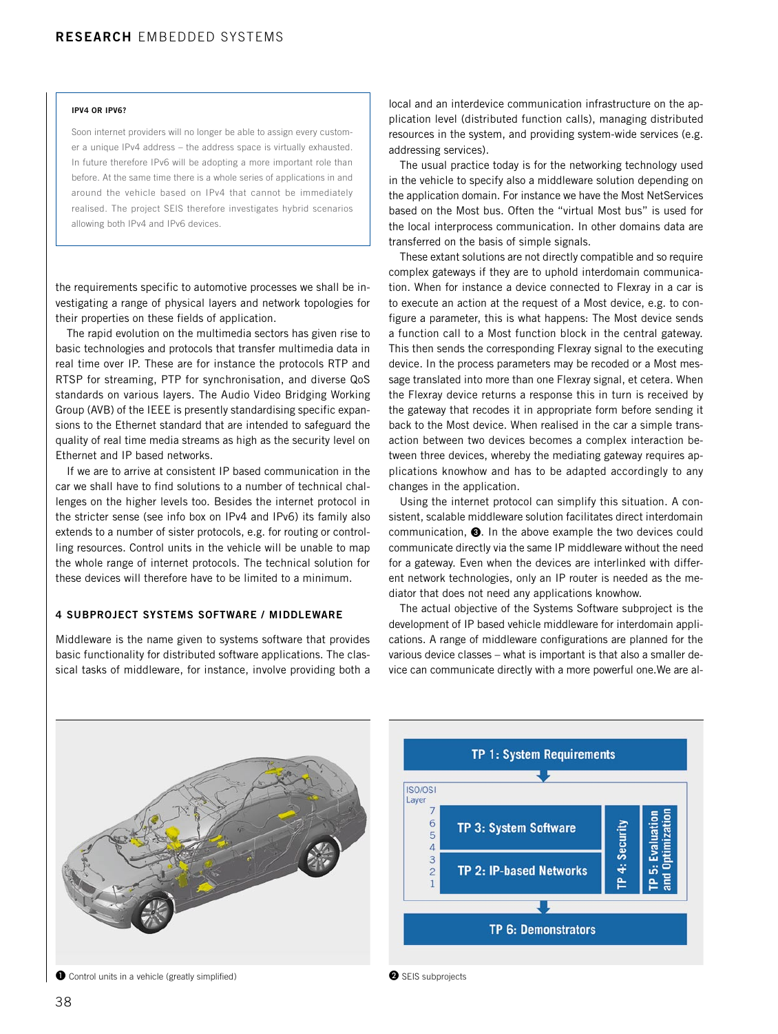#### IPV4 OR IPV6?

Soon internet providers will no longer be able to assign every customer a unique IPv4 address – the address space is virtually exhausted. In future therefore IPv6 will be adopting a more important role than before. At the same time there is a whole series of applications in and around the vehicle based on IPv4 that cannot be immediately realised. The project SEIS therefore investigates hybrid scenarios allowing both IPv4 and IPv6 devices.

the requirements specific to automotive processes we shall be investigating a range of physical layers and network topologies for their properties on these fields of application.

The rapid evolution on the multimedia sectors has given rise to basic technologies and protocols that transfer multimedia data in real time over IP. These are for instance the protocols RTP and RTSP for streaming, PTP for synchronisation, and diverse QoS standards on various layers. The Audio Video Bridging Working Group (AVB) of the IEEE is presently standardising specific expansions to the Ethernet standard that are intended to safeguard the quality of real time media streams as high as the security level on Ethernet and IP based networks.

If we are to arrive at consistent IP based communication in the car we shall have to find solutions to a number of technical challenges on the higher levels too. Besides the internet protocol in the stricter sense (see info box on IPv4 and IPv6) its family also extends to a number of sister protocols, e.g. for routing or controlling resources. Control units in the vehicle will be unable to map the whole range of internet protocols. The technical solution for these devices will therefore have to be limited to a minimum.

## 4 SUBPROJECT SYSTEMS SOFTWARE / MIDDLEWARE

Middleware is the name given to systems software that provides basic functionality for distributed software applications. The classical tasks of middleware, for instance, involve providing both a local and an interdevice communication infrastructure on the application level (distributed function calls), managing distributed resources in the system, and providing system-wide services (e.g. addressing services).

The usual practice today is for the networking technology used in the vehicle to specify also a middleware solution depending on the application domain. For instance we have the Most NetServices based on the Most bus. Often the "virtual Most bus" is used for the local interprocess communication. In other domains data are transferred on the basis of simple signals.

These extant solutions are not directly compatible and so require complex gateways if they are to uphold interdomain communication. When for instance a device connected to Flexray in a car is to execute an action at the request of a Most device, e.g. to configure a parameter, this is what happens: The Most device sends a function call to a Most function block in the central gateway. This then sends the corresponding Flexray signal to the executing device. In the process parameters may be recoded or a Most message translated into more than one Flexray signal, et cetera. When the Flexray device returns a response this in turn is received by the gateway that recodes it in appropriate form before sending it back to the Most device. When realised in the car a simple transaction between two devices becomes a complex interaction between three devices, whereby the mediating gateway requires applications knowhow and has to be adapted accordingly to any changes in the application.

Using the internet protocol can simplify this situation. A consistent, scalable middleware solution facilitates direct interdomain communication, ❸. In the above example the two devices could communicate directly via the same IP middleware without the need for a gateway. Even when the devices are interlinked with different network technologies, only an IP router is needed as the mediator that does not need any applications knowhow.

The actual objective of the Systems Software subproject is the development of IP based vehicle middleware for interdomain applications. A range of middleware configurations are planned for the various device classes – what is important is that also a smaller device can communicate directly with a more powerful one.We are al-

❶ Control units in a vehicle (greatly simplified)

TP 1: System Requirements

ISO/OSI Layer 7 6 5 4 3 2 1

TP 3: System Software

TP 2: IP-based Networks

TP 4: Security

TP 5: Evaluation and Optimization

TP 6: Demonstrators

❷ SEIS subprojects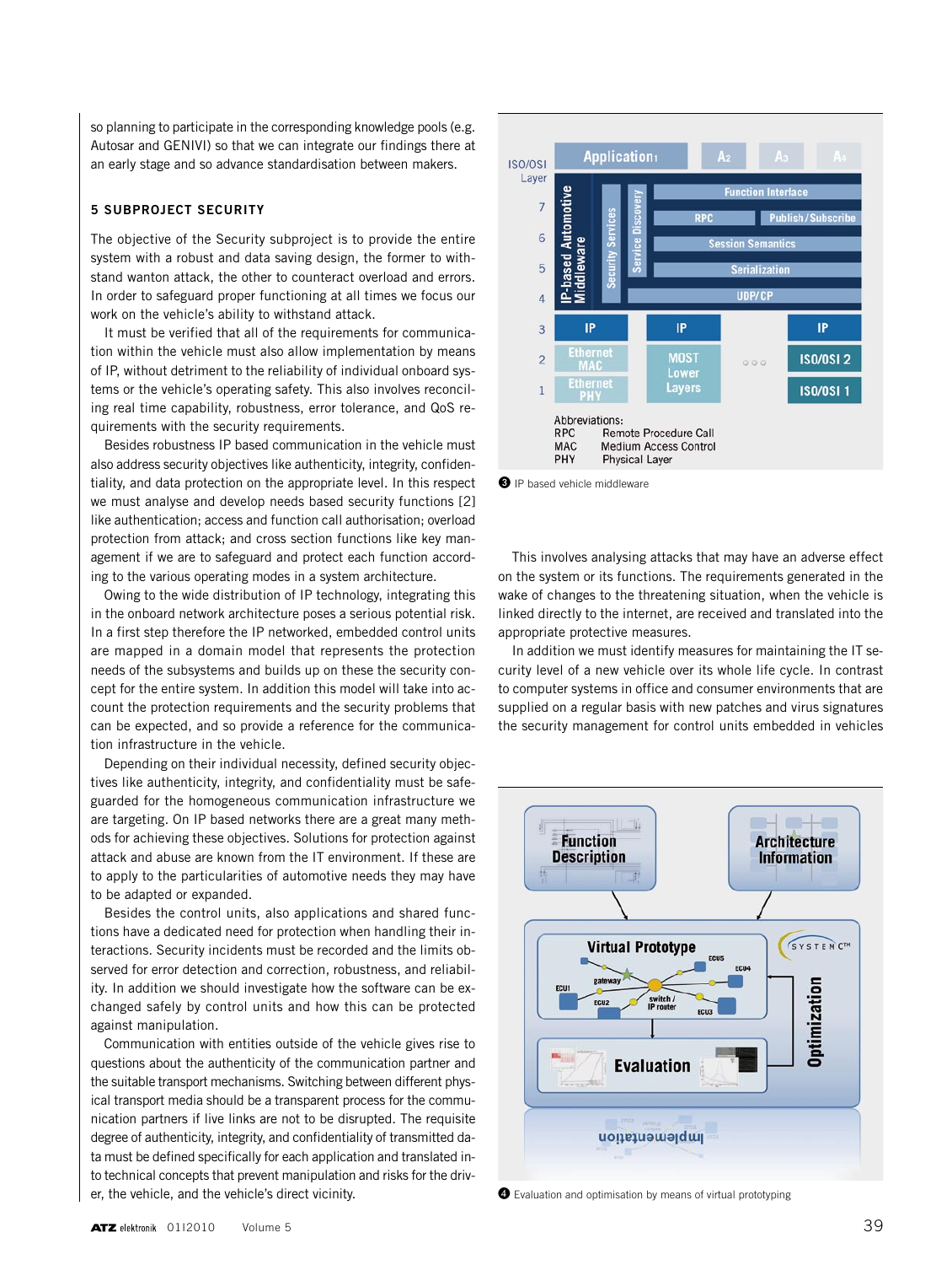so planning to participate in the corresponding knowledge pools (e.g. Autosar and GENIVI) so that we can integrate our findings there at an early stage and so advance standardisation between makers.

## 5 SUBPROJECT SECURITY

The objective of the Security subproject is to provide the entire system with a robust and data saving design, the former to withstand wanton attack, the other to counteract overload and errors. In order to safeguard proper functioning at all times we focus our work on the vehicle's ability to withstand attack.

It must be verified that all of the requirements for communication within the vehicle must also allow implementation by means of IP, without detriment to the reliability of individual onboard systems or the vehicle's operating safety. This also involves reconciling real time capability, robustness, error tolerance, and QoS requirements with the security requirements.

Besides robustness IP based communication in the vehicle must also address security objectives like authenticity, integrity, confidentiality, and data protection on the appropriate level. In this respect we must analyse and develop needs based security functions [2] like authentication; access and function call authorisation; overload protection from attack; and cross section functions like key management if we are to safeguard and protect each function according to the various operating modes in a system architecture.

Owing to the wide distribution of IP technology, integrating this in the onboard network architecture poses a serious potential risk. In a first step therefore the IP networked, embedded control units are mapped in a domain model that represents the protection needs of the subsystems and builds up on these the security concept for the entire system. In addition this model will take into account the protection requirements and the security problems that can be expected, and so provide a reference for the communication infrastructure in the vehicle.

Depending on their individual necessity, defined security objectives like authenticity, integrity, and confidentiality must be safeguarded for the homogeneous communication infrastructure we are targeting. On IP based networks there are a great many methods for achieving these objectives. Solutions for protection against attack and abuse are known from the IT environment. If these are to apply to the particularities of automotive needs they may have to be adapted or expanded.

Besides the control units, also applications and shared functions have a dedicated need for protection when handling their interactions. Security incidents must be recorded and the limits observed for error detection and correction, robustness, and reliability. In addition we should investigate how the software can be exchanged safely by control units and how this can be protected against manipulation.

Communication with entities outside of the vehicle gives rise to questions about the authenticity of the communication partner and the suitable transport mechanisms. Switching between different physical transport media should be a transparent process for the communication partners if live links are not to be disrupted. The requisite degree of authenticity, integrity, and confidentiality of transmitted data must be defined specifically for each application and translated into technical concepts that prevent manipulation and risks for the driver, the vehicle, and the vehicle's direct vicinity.

ISO/OSI Layer
7
6
5
4
3
2
1
Application1
A2
A3
A4
IP-based Automotive Middleware
Security Services
Service Discovery
Function Interface
RPC
Publish/Subscribe
Session Semantics
Serialization
UDP/CP
IP
IP
IP
Ethernet MAC
Ethernet PHY
MOST Lower Layers
ISO/OSI 2
ISO/OSI 1

Abbreviations:
RPC Remote Procedure Call
MAC Medium Access Control
PHY Physical Layer

❸ IP based vehicle middleware

This involves analysing attacks that may have an adverse effect on the system or its functions. The requirements generated in the wake of changes to the threatening situation, when the vehicle is linked directly to the internet, are received and translated into the appropriate protective measures.

In addition we must identify measures for maintaining the IT security level of a new vehicle over its whole life cycle. In contrast to computer systems in office and consumer environments that are supplied on a regular basis with new patches and virus signatures the security management for control units embedded in vehicles

Function Description
Architecture Information
Virtual Prototype
SYSTEMC
ECU1
ECU2
ECU3
ECU4
ECU5
gateway
switch / IP router
Optimization
Evaluation
Implementation

❹ Evaluation and optimisation by means of virtual prototyping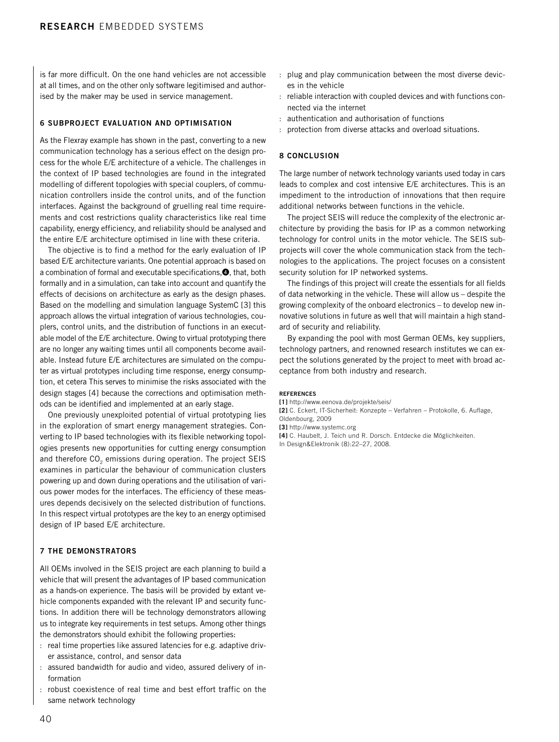is far more difficult. On the one hand vehicles are not accessible at all times, and on the other only software legitimised and authorised by the maker may be used in service management.

## 6 SUBPROJECT EVALUATION AND OPTIMISATION

As the Flexray example has shown in the past, converting to a new communication technology has a serious effect on the design process for the whole E/E architecture of a vehicle. The challenges in the context of IP based technologies are found in the integrated modelling of different topologies with special couplers, of communication controllers inside the control units, and of the function interfaces. Against the background of gruelling real time requirements and cost restrictions quality characteristics like real time capability, energy efficiency, and reliability should be analysed and the entire E/E architecture optimised in line with these criteria.

The objective is to find a method for the early evaluation of IP based E/E architecture variants. One potential approach is based on a combination of formal and executable specifications, ❹, that, both formally and in a simulation, can take into account and quantify the effects of decisions on architecture as early as the design phases. Based on the modelling and simulation language SystemC [3] this approach allows the virtual integration of various technologies, couplers, control units, and the distribution of functions in an executable model of the E/E architecture. Owing to virtual prototyping there are no longer any waiting times until all components become available. Instead future E/E architectures are simulated on the computer as virtual prototypes including time response, energy consumption, et cetera This serves to minimise the risks associated with the design stages [4] because the corrections and optimisation methods can be identified and implemented at an early stage.

One previously unexploited potential of virtual prototyping lies in the exploration of smart energy management strategies. Converting to IP based technologies with its flexible networking topologies presents new opportunities for cutting energy consumption and therefore $CO_2$ emissions during operation. The project SEIS examines in particular the behaviour of communication clusters powering up and down during operations and the utilisation of various power modes for the interfaces. The efficiency of these measures depends decisively on the selected distribution of functions. In this respect virtual prototypes are the key to an energy optimised design of IP based E/E architecture.

## 7 THE DEMONSTRATORS

All OEMs involved in the SEIS project are each planning to build a vehicle that will present the advantages of IP based communication as a hands-on experience. The basis will be provided by extant vehicle components expanded with the relevant IP and security functions. In addition there will be technology demonstrators allowing us to integrate key requirements in test setups. Among other things the demonstrators should exhibit the following properties:

- real time properties like assured latencies for e.g. adaptive driver assistance, control, and sensor data
- assured bandwidth for audio and video, assured delivery of information
- robust coexistence of real time and best effort traffic on the same network technology
- plug and play communication between the most diverse devices in the vehicle
- reliable interaction with coupled devices and with functions connected via the internet
- authentication and authorisation of functions
- protection from diverse attacks and overload situations.

## 8 CONCLUSION

The large number of network technology variants used today in cars leads to complex and cost intensive E/E architectures. This is an impediment to the introduction of innovations that then require additional networks between functions in the vehicle.

The project SEIS will reduce the complexity of the electronic architecture by providing the basis for IP as a common networking technology for control units in the motor vehicle. The SEIS subprojects will cover the whole communication stack from the technologies to the applications. The project focuses on a consistent security solution for IP networked systems.

The findings of this project will create the essentials for all fields of data networking in the vehicle. These will allow us – despite the growing complexity of the onboard electronics – to develop new innovative solutions in future as well that will maintain a high standard of security and reliability.

By expanding the pool with most German OEMs, key suppliers, technology partners, and renowned research institutes we can expect the solutions generated by the project to meet with broad acceptance from both industry and research.

#### REFERENCES

[1] http://www.eenova.de/projekte/seis/
[2] C. Eckert, IT-Sicherheit: Konzepte – Verfahren – Protokolle, 6. Auflage, Oldenbourg, 2009
[3] http://www.systemc.org
[4] C. Haubelt, J. Teich und R. Dorsch. Entdecke die Möglichkeiten. In Design&Elektronik (8):22–27, 2008.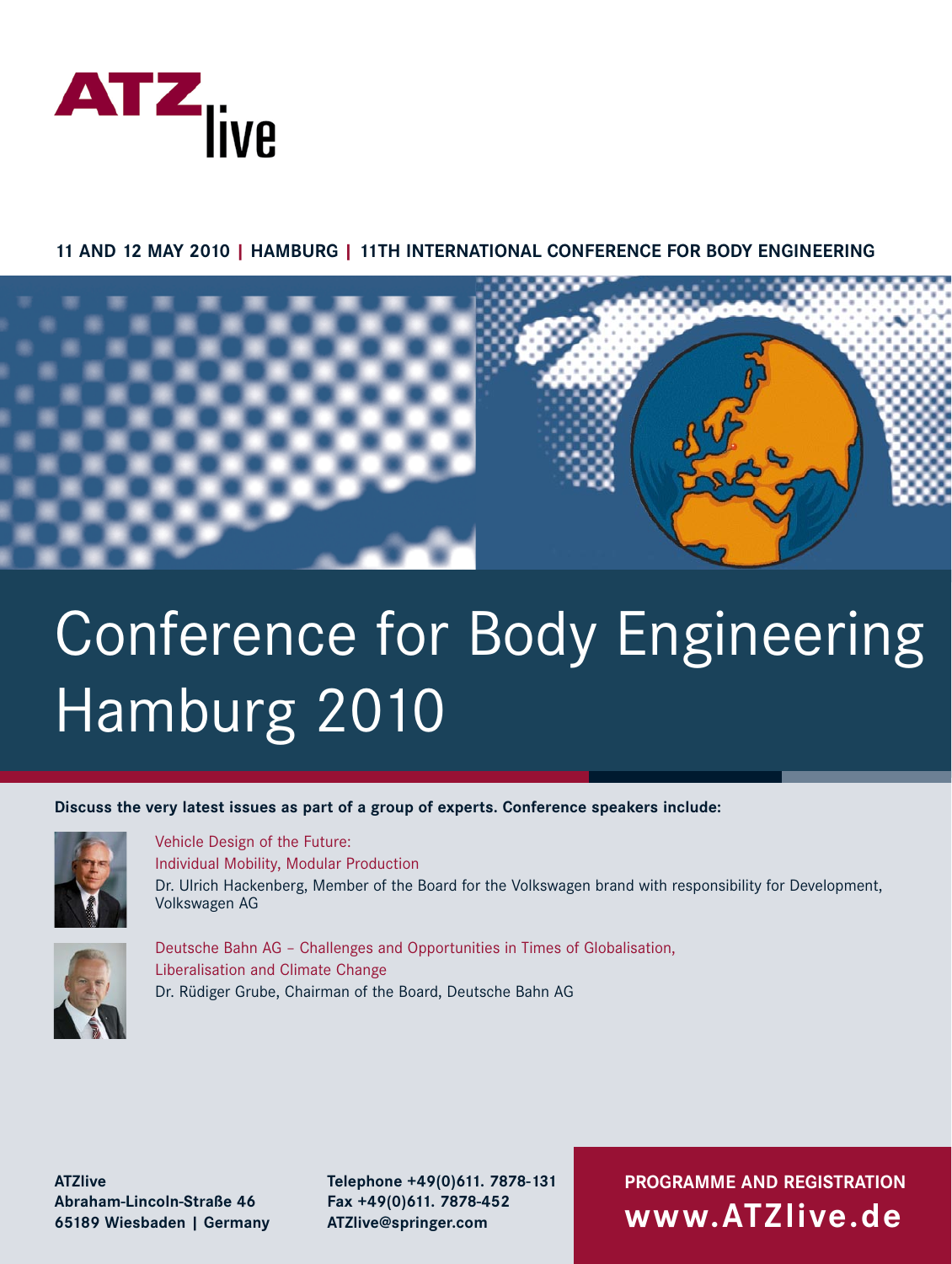ATZ live

**11 AND 12 MAY 2010 | HAMBURG | 11TH INTERNATIONAL CONFERENCE FOR BODY ENGINEERING**

# Conference for Body Engineering Hamburg 2010

**Discuss the very latest issues as part of a group of experts. Conference speakers include:**

Vehicle Design of the Future:
Individual Mobility, Modular Production
Dr. Ulrich Hackenberg, Member of the Board for the Volkswagen brand with responsibility for Development, Volkswagen AG

Deutsche Bahn AG – Challenges and Opportunities in Times of Globalisation, Liberalisation and Climate Change
Dr. Rüdiger Grube, Chairman of the Board, Deutsche Bahn AG

**ATZlive**
**Abraham-Lincoln-Straße 46**
**65189 Wiesbaden | Germany**

**Telephone +49(0)611. 7878-131**
**Fax +49(0)611. 7878-452**
**ATZlive@springer.com**

**PROGRAMME AND REGISTRATION**
**www.ATZlive.de**